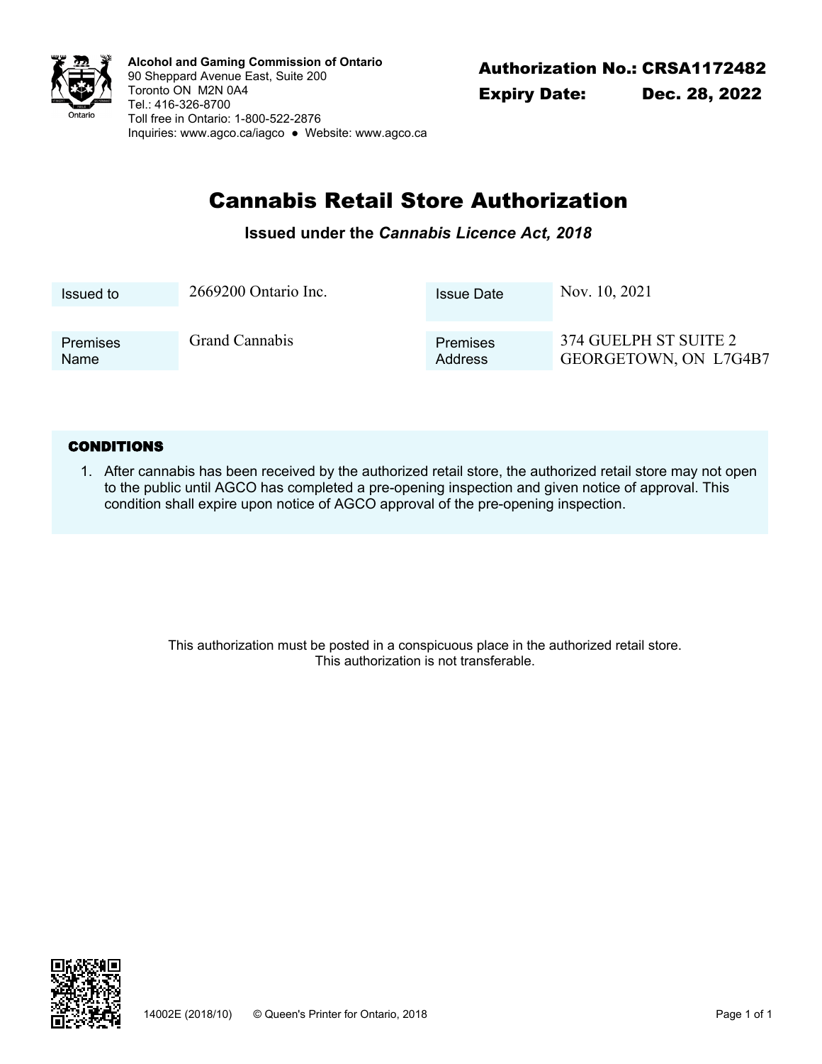**Alcohol and Gaming Commission of Ontario**
90 Sheppard Avenue East, Suite 200
Toronto ON M2N 0A4
Tel.: 416-326-8700
Toll free in Ontario: 1-800-522-2876
Inquiries: www.agco.ca/iagco ● Website: www.agco.ca

**Authorization No.: CRSA1172482**
**Expiry Date: Dec. 28, 2022**

# Cannabis Retail Store Authorization

**Issued under the *Cannabis Licence Act, 2018***

| | | | |
|---|---|---|---|
| Issued to | 2669200 Ontario Inc. | Issue Date | Nov. 10, 2021 |
| Premises Name | Grand Cannabis | Premises Address | 374 GUELPH ST SUITE 2 GEORGETOWN, ON L7G4B7 |

**CONDITIONS**

1. After cannabis has been received by the authorized retail store, the authorized retail store may not open to the public until AGCO has completed a pre-opening inspection and given notice of approval. This condition shall expire upon notice of AGCO approval of the pre-opening inspection.

This authorization must be posted in a conspicuous place in the authorized retail store.
This authorization is not transferable.

14002E (2018/10) © Queen's Printer for Ontario, 2018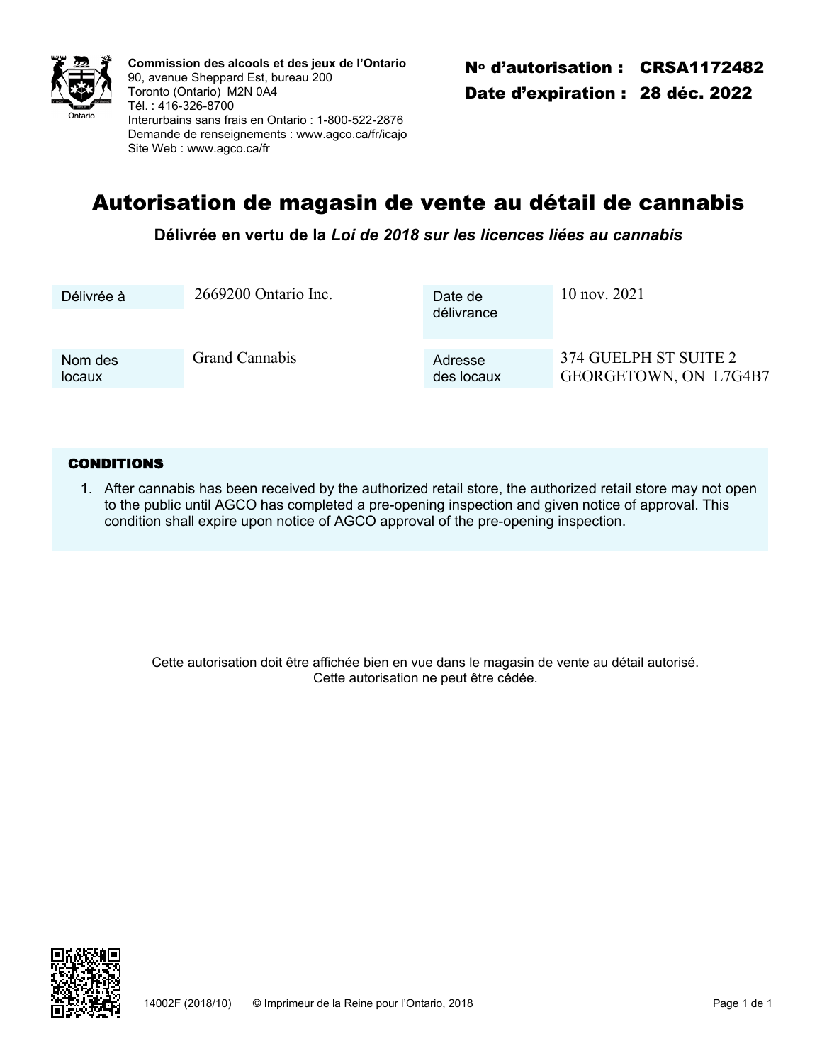**Commission des alcools et des jeux de l'Ontario**
90, avenue Sheppard Est, bureau 200
Toronto (Ontario) M2N 0A4
Tél. : 416-326-8700
Interurbains sans frais en Ontario : 1-800-522-2876
Demande de renseignements : www.agco.ca/fr/icajo
Site Web : www.agco.ca/fr

**No d'autorisation : CRSA1172482**
**Date d'expiration : 28 déc. 2022**

# Autorisation de magasin de vente au détail de cannabis

**Délivrée en vertu de la *Loi de 2018 sur les licences liées au cannabis***

| | | | |
|---|---|---|---|
| Délivrée à | 2669200 Ontario Inc. | Date de délivrance | 10 nov. 2021 |
| Nom des locaux | Grand Cannabis | Adresse des locaux | 374 GUELPH ST SUITE 2 GEORGETOWN, ON L7G4B7 |

**CONDITIONS**

1. After cannabis has been received by the authorized retail store, the authorized retail store may not open to the public until AGCO has completed a pre-opening inspection and given notice of approval. This condition shall expire upon notice of AGCO approval of the pre-opening inspection.

Cette autorisation doit être affichée bien en vue dans le magasin de vente au détail autorisé.
Cette autorisation ne peut être cédée.

14002F (2018/10) © Imprimeur de la Reine pour l'Ontario, 2018